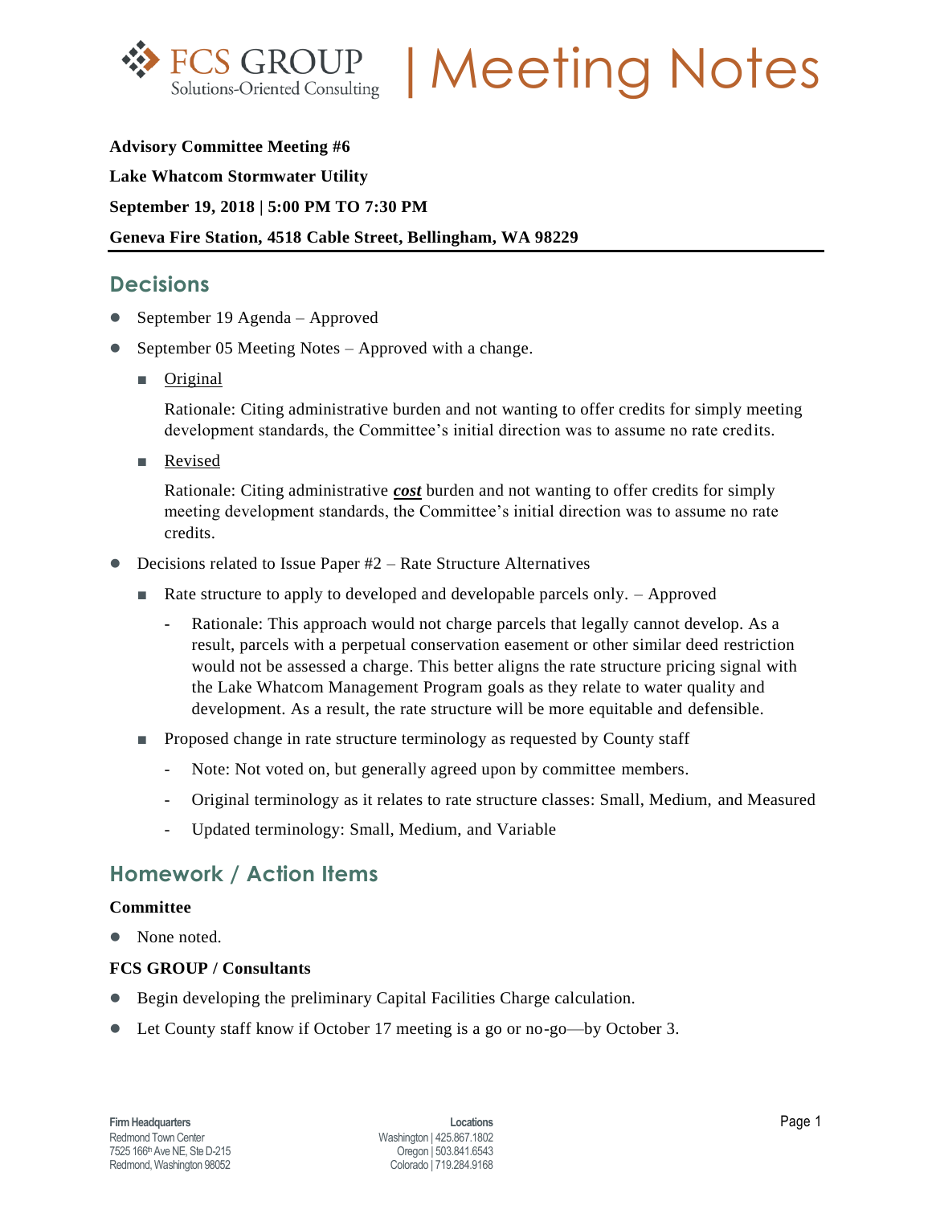# FCS GROUP | Meeting Notes

**Advisory Committee Meeting #6**

**Lake Whatcom Stormwater Utility**

**September 19, 2018 | 5:00 PM TO 7:30 PM**

**Geneva Fire Station, 4518 Cable Street, Bellingham, WA 98229**

## Decisions

- September 19 Agenda – Approved
- September 05 Meeting Notes – Approved with a change.
  - Original

    Rationale: Citing administrative burden and not wanting to offer credits for simply meeting development standards, the Committee's initial direction was to assume no rate credits.
  - Revised

    Rationale: Citing administrative ***cost*** burden and not wanting to offer credits for simply meeting development standards, the Committee's initial direction was to assume no rate credits.
- Decisions related to Issue Paper #2 – Rate Structure Alternatives
  - Rate structure to apply to developed and developable parcels only. – Approved
    - Rationale: This approach would not charge parcels that legally cannot develop. As a result, parcels with a perpetual conservation easement or other similar deed restriction would not be assessed a charge. This better aligns the rate structure pricing signal with the Lake Whatcom Management Program goals as they relate to water quality and development. As a result, the rate structure will be more equitable and defensible.
  - Proposed change in rate structure terminology as requested by County staff
    - Note: Not voted on, but generally agreed upon by committee members.
    - Original terminology as it relates to rate structure classes: Small, Medium, and Measured
    - Updated terminology: Small, Medium, and Variable

## Homework / Action Items

### Committee

- None noted.

### FCS GROUP / Consultants

- Begin developing the preliminary Capital Facilities Charge calculation.
- Let County staff know if October 17 meeting is a go or no-go—by October 3.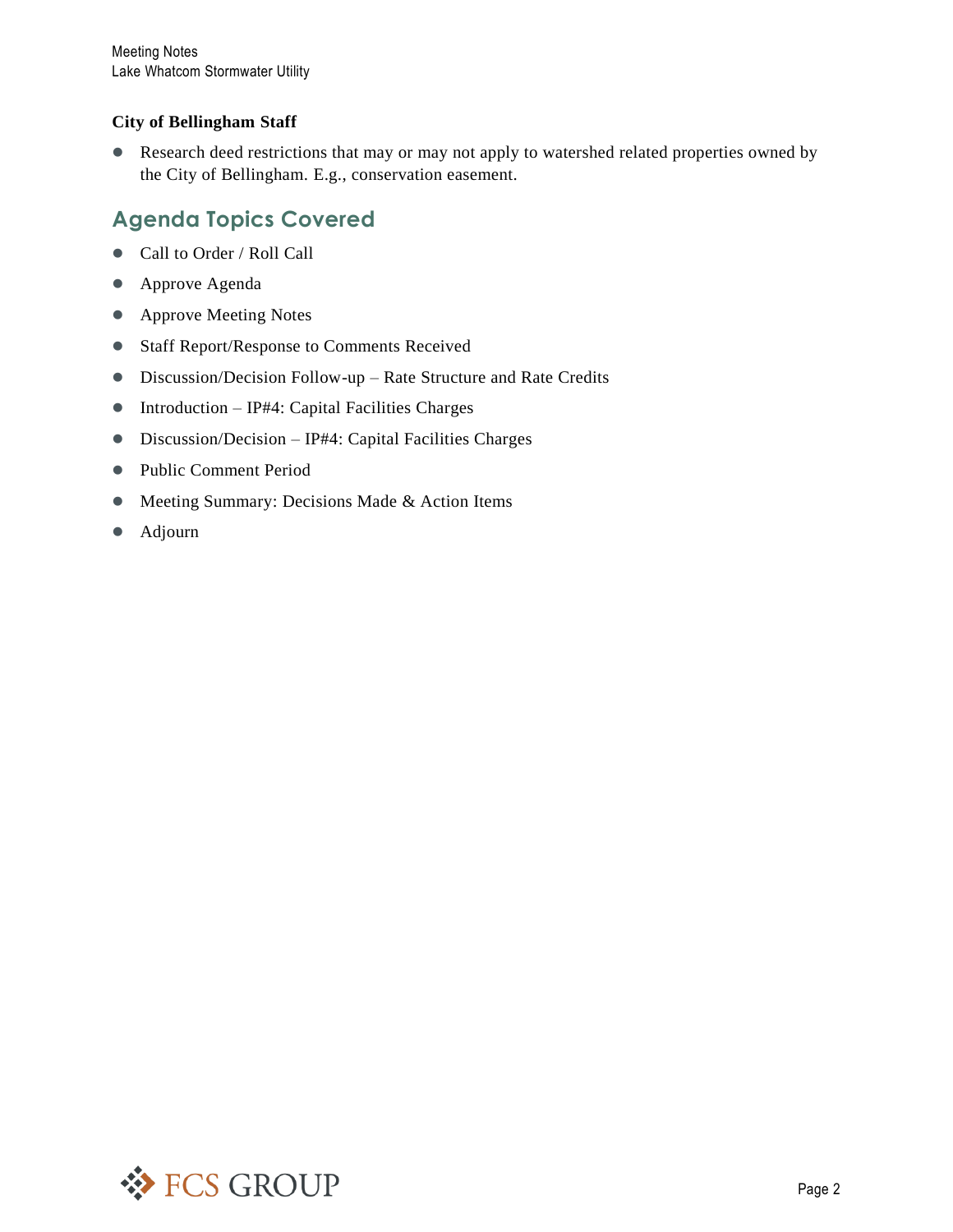**City of Bellingham Staff**

- Research deed restrictions that may or may not apply to watershed related properties owned by the City of Bellingham. E.g., conservation easement.

## Agenda Topics Covered

- Call to Order / Roll Call
- Approve Agenda
- Approve Meeting Notes
- Staff Report/Response to Comments Received
- Discussion/Decision Follow-up – Rate Structure and Rate Credits
- Introduction – IP#4: Capital Facilities Charges
- Discussion/Decision – IP#4: Capital Facilities Charges
- Public Comment Period
- Meeting Summary: Decisions Made & Action Items
- Adjourn